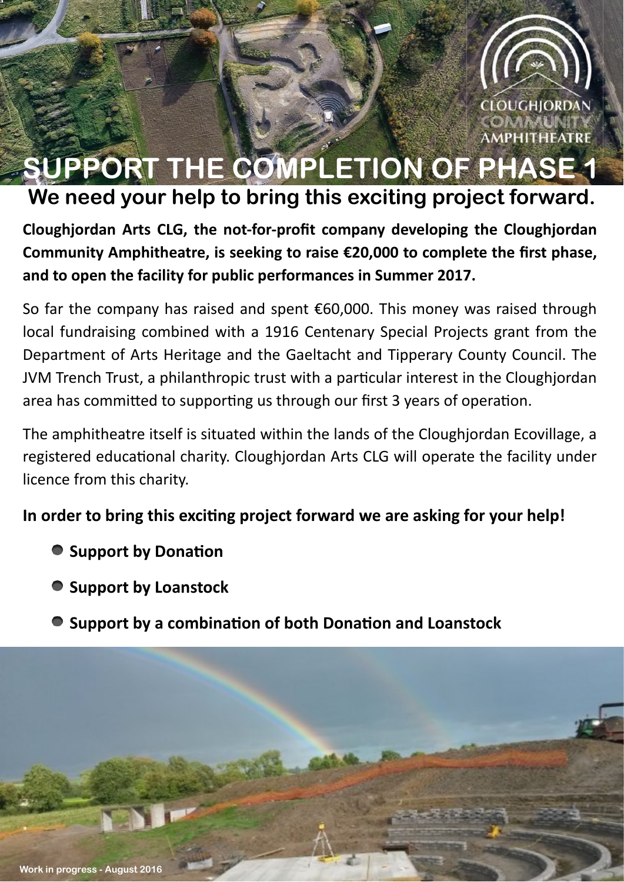CLOUGHJORDAN COMMUNITY AMPHITHEATRE

# SUPPORT THE COMPLETION OF PHASE 1

## We need your help to bring this exciting project forward.

**Cloughjordan Arts CLG, the not-for-profit company developing the Cloughjordan Community Amphitheatre, is seeking to raise €20,000 to complete the first phase, and to open the facility for public performances in Summer 2017.**

So far the company has raised and spent €60,000. This money was raised through local fundraising combined with a 1916 Centenary Special Projects grant from the Department of Arts Heritage and the Gaeltacht and Tipperary County Council. The JVM Trench Trust, a philanthropic trust with a particular interest in the Cloughjordan area has committed to supporting us through our first 3 years of operation.

The amphitheatre itself is situated within the lands of the Cloughjordan Ecovillage, a registered educational charity. Cloughjordan Arts CLG will operate the facility under licence from this charity.

**In order to bring this exciting project forward we are asking for your help!**

- **Support by Donation**
- **Support by Loanstock**
- **Support by a combination of both Donation and Loanstock**

Work in progress - August 2016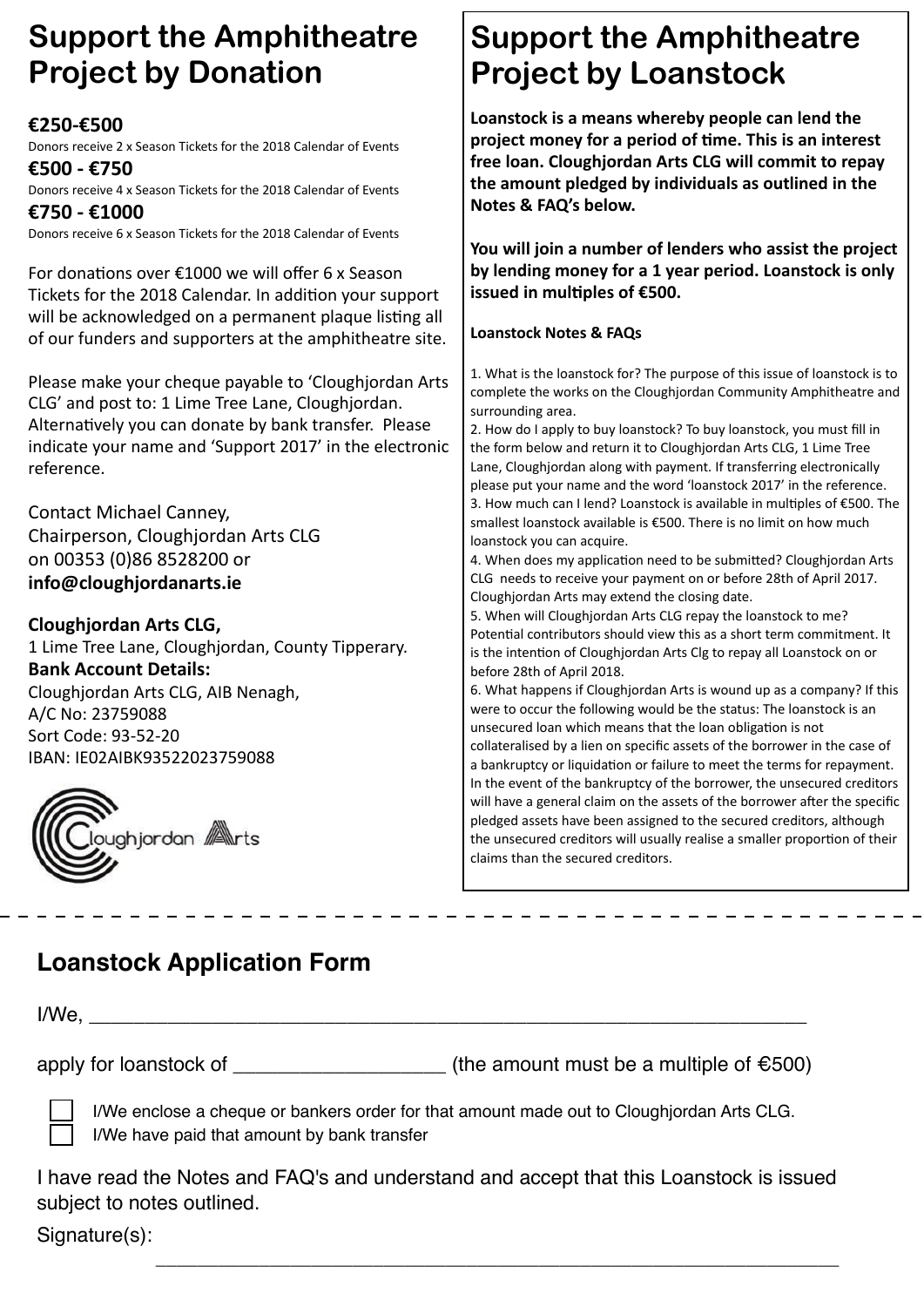# Support the Amphitheatre Project by Donation

**€250-€500**
Donors receive 2 x Season Tickets for the 2018 Calendar of Events

**€500 - €750**
Donors receive 4 x Season Tickets for the 2018 Calendar of Events

**€750 - €1000**
Donors receive 6 x Season Tickets for the 2018 Calendar of Events

For donations over €1000 we will offer 6 x Season Tickets for the 2018 Calendar. In addition your support will be acknowledged on a permanent plaque listing all of our funders and supporters at the amphitheatre site.

Please make your cheque payable to 'Cloughjordan Arts CLG' and post to: 1 Lime Tree Lane, Cloughjordan. Alternatively you can donate by bank transfer. Please indicate your name and 'Support 2017' in the electronic reference.

Contact Michael Canney,
Chairperson, Cloughjordan Arts CLG
on 00353 (0)86 8528200 or
**info@cloughjordanarts.ie**

**Cloughjordan Arts CLG,**
1 Lime Tree Lane, Cloughjordan, County Tipperary.
**Bank Account Details:**
Cloughjordan Arts CLG, AIB Nenagh,
A/C No: 23759088
Sort Code: 93-52-20
IBAN: IE02AIBK93522023759088

Cloughjordan Arts

# Support the Amphitheatre Project by Loanstock

**Loanstock is a means whereby people can lend the project money for a period of time. This is an interest free loan. Cloughjordan Arts CLG will commit to repay the amount pledged by individuals as outlined in the Notes & FAQ's below.**

**You will join a number of lenders who assist the project by lending money for a 1 year period. Loanstock is only issued in multiples of €500.**

**Loanstock Notes & FAQs**

1. What is the loanstock for? The purpose of this issue of loanstock is to complete the works on the Cloughjordan Community Amphitheatre and surrounding area.
2. How do I apply to buy loanstock? To buy loanstock, you must fill in the form below and return it to Cloughjordan Arts CLG, 1 Lime Tree Lane, Cloughjordan along with payment. If transferring electronically please put your name and the word 'loanstock 2017' in the reference.
3. How much can I lend? Loanstock is available in multiples of €500. The smallest loanstock available is €500. There is no limit on how much loanstock you can acquire.
4. When does my application need to be submitted? Cloughjordan Arts CLG needs to receive your payment on or before 28th of April 2017. Cloughjordan Arts may extend the closing date.
5. When will Cloughjordan Arts CLG repay the loanstock to me? Potential contributors should view this as a short term commitment. It is the intention of Cloughjordan Arts Clg to repay all Loanstock on or before 28th of April 2018.
6. What happens if Cloughjordan Arts is wound up as a company? If this were to occur the following would be the status: The loanstock is an unsecured loan which means that the loan obligation is not collateralised by a lien on specific assets of the borrower in the case of a bankruptcy or liquidation or failure to meet the terms for repayment. In the event of the bankruptcy of the borrower, the unsecured creditors will have a general claim on the assets of the borrower after the specific pledged assets have been assigned to the secured creditors, although the unsecured creditors will usually realise a smaller proportion of their claims than the secured creditors.

---

## Loanstock Application Form

I/We, ____________________________________________________________

apply for loanstock of ________________ (the amount must be a multiple of €500)

☐ I/We enclose a cheque or bankers order for that amount made out to Cloughjordan Arts CLG.
☐ I/We have paid that amount by bank transfer

I have read the Notes and FAQ's and understand and accept that this Loanstock is issued subject to notes outlined.

Signature(s):
____________________________________________________________